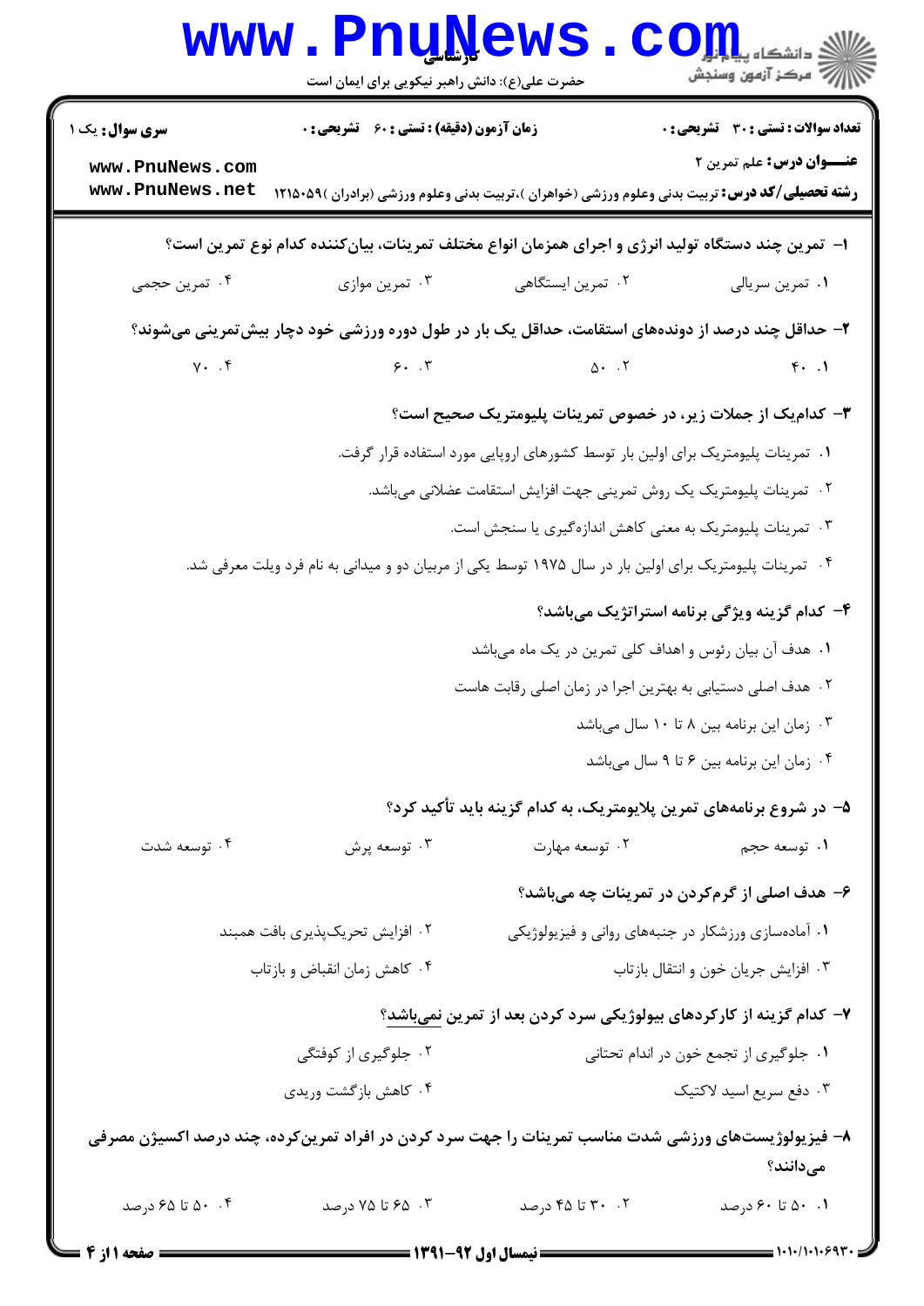**سری سوال:** یک ۱

**زمان آزمون (دقیقه) : تستی : ۶۰ تشریحی : ۰**

**تعداد سوالات : تستی : ۳۰ تشریحی : ۰**

**عنـــوان درس:** علم تمرین ۲

**رشته تحصیلی/کد درس:** تربیت بدنی وعلوم ورزشی (خواهران )،تربیت بدنی وعلوم ورزشی (برادران )۱۲۱۵۰۵۹

۱- تمرین چند دستگاه تولید انرژی و اجرای همزمان انواع مختلف تمرینات، بیان‌کننده کدام نوع تمرین است؟

۱. تمرین سریالی
۲. تمرین ایستگاهی
۳. تمرین موازی
۴. تمرین حجمی

۲- حداقل چند درصد از دونده‌های استقامت، حداقل یک بار در طول دوره ورزشی خود دچار بیش‌تمرینی می‌شوند؟

۱. ۴۰
۲. ۵۰
۳. ۶۰
۴. ۷۰

۳- کدام‌یک از جملات زیر، در خصوص تمرینات پلیومتریک صحیح است؟

۱. تمرینات پلیومتریک برای اولین بار توسط کشورهای اروپایی مورد استفاده قرار گرفت.
۲. تمرینات پلیومتریک یک روش تمرینی جهت افزایش استقامت عضلانی می‌باشد.
۳. تمرینات پلیومتریک به معنی کاهش اندازه‌گیری یا سنجش است.
۴. تمرینات پلیومتریک برای اولین بار در سال ۱۹۷۵ توسط یکی از مربیان دو و میدانی به نام فرد ویلت معرفی شد.

۴- کدام گزینه ویژگی برنامه استراتژیک می‌باشد؟

۱. هدف آن بیان رئوس و اهداف کلی تمرین در یک ماه می‌باشد
۲. هدف اصلی دستیابی به بهترین اجرا در زمان اصلی رقابت هاست
۳. زمان این برنامه بین ۸ تا ۱۰ سال می‌باشد
۴. زمان این برنامه بین ۶ تا ۹ سال می‌باشد

۵- در شروع برنامه‌های تمرین پلایومتریک، به کدام گزینه باید تأکید کرد؟

۱. توسعه حجم
۲. توسعه مهارت
۳. توسعه پرش
۴. توسعه شدت

۶- هدف اصلی از گرم‌کردن در تمرینات چه می‌باشد؟

۱. آماده‌سازی ورزشکار در جنبه‌های روانی و فیزیولوژیکی
۲. افزایش تحریک‌پذیری بافت همبند
۳. افزایش جریان خون و انتقال بازتاب
۴. کاهش زمان انقباض و بازتاب

۷- کدام گزینه از کارکردهای بیولوژیکی سرد کردن بعد از تمرین <u>نمی‌باشد</u>؟

۱. جلوگیری از تجمع خون در اندام تحتانی
۲. جلوگیری از کوفتگی
۳. دفع سریع اسید لاکتیک
۴. کاهش بازگشت وریدی

۸- فیزیولوژیست‌های ورزشی شدت مناسب تمرینات را جهت سرد کردن در افراد تمرین‌کرده، چند درصد اکسیژن مصرفی می‌دانند؟

۱. ۵۰ تا ۶۰ درصد
۲. ۳۰ تا ۴۵ درصد
۳. ۶۵ تا ۷۵ درصد
۴. ۵۰ تا ۶۵ درصد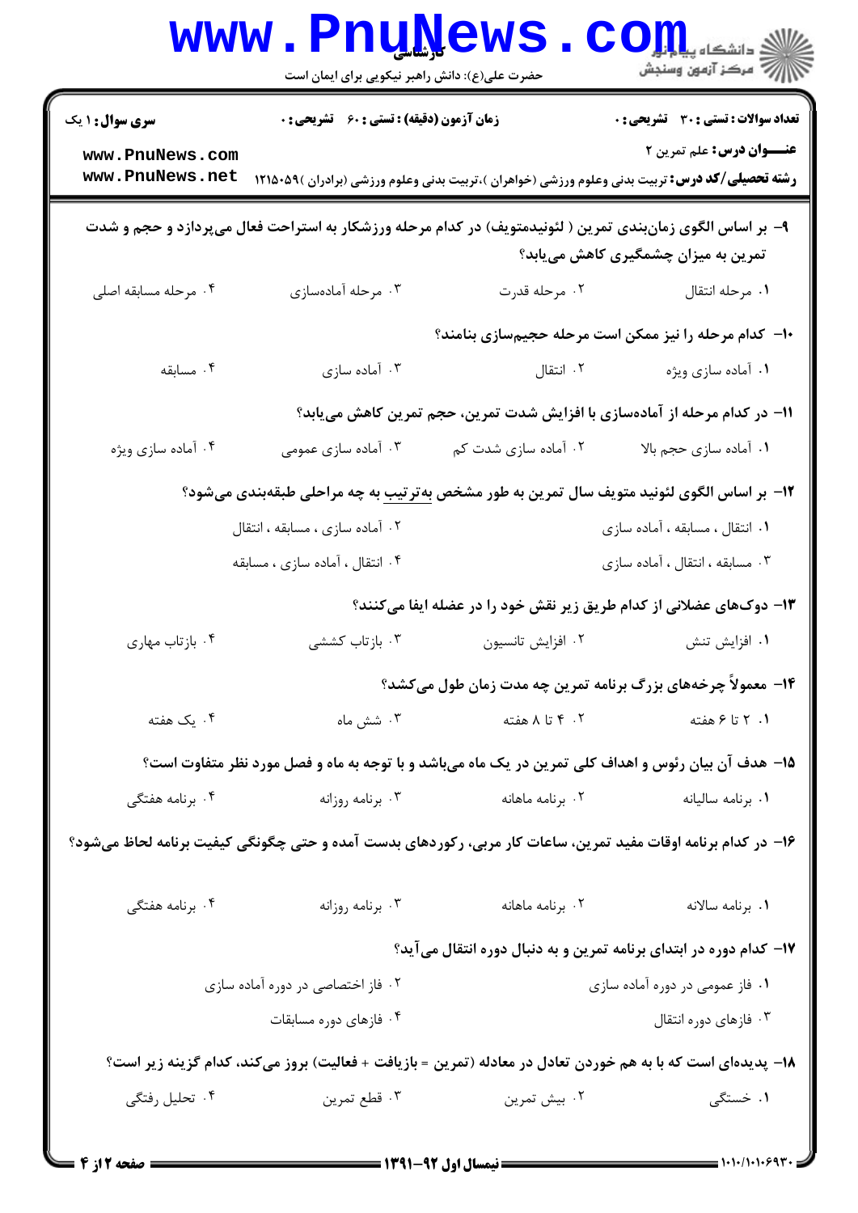۹- بر اساس الگوی زمان‌بندی تمرین ( لئونیدمتویف) در کدام مرحله ورزشکار به استراحت فعال می‌پردازد و حجم و شدت تمرین به میزان چشمگیری کاهش می‌یابد؟

۱. مرحله انتقال
۲. مرحله قدرت
۳. مرحله آماده‌سازی
۴. مرحله مسابقه اصلی

۱۰- کدام مرحله را نیز ممکن است مرحله حجیم‌سازی بنامند؟

۱. آماده سازی ویژه
۲. انتقال
۳. آماده سازی
۴. مسابقه

۱۱- در کدام مرحله از آماده‌سازی با افزایش شدت تمرین، حجم تمرین کاهش می‌یابد؟

۱. آماده سازی حجم بالا
۲. آماده سازی شدت کم
۳. آماده سازی عمومی
۴. آماده سازی ویژه

۱۲- بر اساس الگوی لئونید متویف سال تمرین به طور مشخص به‌ترتیب به چه مراحلی طبقه‌بندی می‌شود؟

۱. انتقال ، مسابقه ، آماده سازی
۲. آماده سازی ، مسابقه ، انتقال
۳. مسابقه ، انتقال ، آماده سازی
۴. انتقال ، آماده سازی ، مسابقه

۱۳- دوک‌های عضلانی از کدام طریق زیر نقش خود را در عضله ایفا می‌کنند؟

۱. افزایش تنش
۲. افزایش تانسیون
۳. بازتاب کششی
۴. بازتاب مهاری

۱۴- معمولاً چرخه‌های بزرگ برنامه تمرین چه مدت زمان طول می‌کشد؟

۱. ۲ تا ۶ هفته
۲. ۴ تا ۸ هفته
۳. شش ماه
۴. یک هفته

۱۵- هدف آن بیان رئوس و اهداف کلی تمرین در یک ماه می‌باشد و با توجه به ماه و فصل مورد نظر متفاوت است؟

۱. برنامه سالیانه
۲. برنامه ماهانه
۳. برنامه روزانه
۴. برنامه هفتگی

۱۶- در کدام برنامه اوقات مفید تمرین، ساعات کار مربی، رکوردهای بدست آمده و حتی چگونگی کیفیت برنامه لحاظ می‌شود؟

۱. برنامه سالانه
۲. برنامه ماهانه
۳. برنامه روزانه
۴. برنامه هفتگی

۱۷- کدام دوره در ابتدای برنامه تمرین و به دنبال دوره انتقال می‌آید؟

۱. فاز عمومی در دوره آماده سازی
۲. فاز اختصاصی در دوره آماده سازی
۳. فازهای دوره انتقال
۴. فازهای دوره مسابقات

۱۸- پدیده‌ای است که با به هم خوردن تعادل در معادله (تمرین = بازیافت + فعالیت) بروز می‌کند، کدام گزینه زیر است؟

۱. خستگی
۲. بیش تمرین
۳. قطع تمرین
۴. تحلیل رفتگی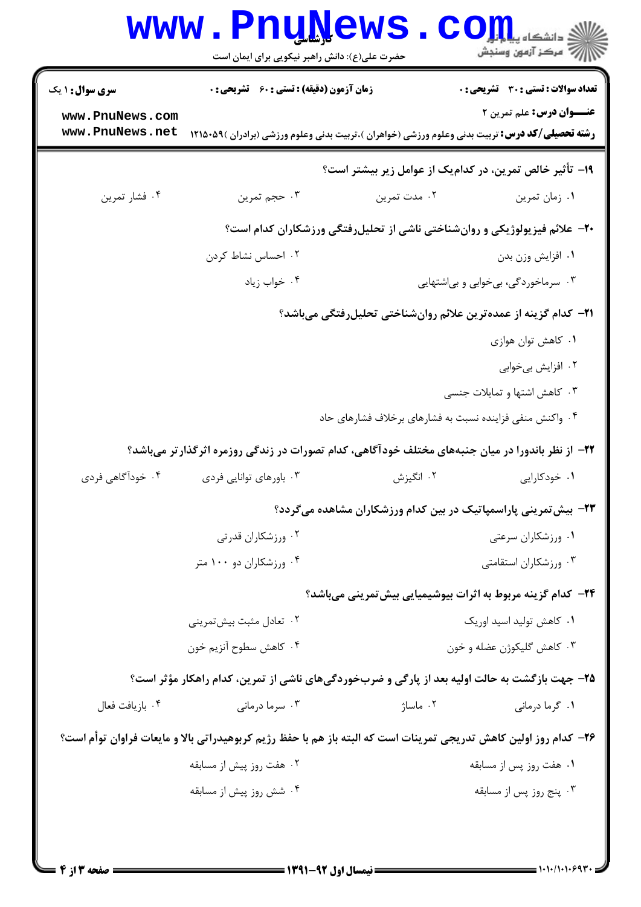۱۹- تأثیر خالص تمرین، در کدام‌یک از عوامل زیر بیشتر است؟

۱. زمان تمرین
۲. مدت تمرین
۳. حجم تمرین
۴. فشار تمرین

۲۰- علائم فیزیولوژیکی و روان‌شناختی ناشی از تحلیل‌رفتگی ورزشکاران کدام است؟

۱. افزایش وزن بدن
۲. احساس نشاط کردن
۳. سرماخوردگی، بی‌خوابی و بی‌اشتهایی
۴. خواب زیاد

۲۱- کدام گزینه از عمده‌ترین علائم روان‌شناختی تحلیل‌رفتگی می‌باشد؟

۱. کاهش توان هوازی
۲. افزایش بی‌خوابی
۳. کاهش اشتها و تمایلات جنسی
۴. واکنش منفی فزاینده نسبت به فشارهای برخلاف فشارهای حاد

۲۲- از نظر باندورا در میان جنبه‌های مختلف خودآگاهی، کدام تصورات در زندگی روزمره اثرگذارتر می‌باشد؟

۱. خودکارایی
۲. انگیزش
۳. باورهای توانایی فردی
۴. خودآگاهی فردی

۲۳- بیش‌تمرینی پاراسمپاتیک در بین کدام ورزشکاران مشاهده می‌گردد؟

۱. ورزشکاران سرعتی
۲. ورزشکاران قدرتی
۳. ورزشکاران استقامتی
۴. ورزشکاران دو ۱۰۰ متر

۲۴- کدام گزینه مربوط به اثرات بیوشیمیایی بیش‌تمرینی می‌باشد؟

۱. کاهش تولید اسید اوریک
۲. تعادل مثبت بیش‌تمرینی
۳. کاهش گلیکوژن عضله و خون
۴. کاهش سطوح آنزیم خون

۲۵- جهت بازگشت به حالت اولیه بعد از پارگی و ضرب‌خوردگی‌های ناشی از تمرین، کدام راهکار مؤثر است؟

۱. گرما درمانی
۲. ماساژ
۳. سرما درمانی
۴. بازیافت فعال

۲۶- کدام روز اولین کاهش تدریجی تمرینات است که البته باز هم با حفظ رژیم کربوهیدراتی بالا و مایعات فراوان توأم است؟

۱. هفت روز پس از مسابقه
۲. هفت روز پیش از مسابقه
۳. پنج روز پس از مسابقه
۴. شش روز پیش از مسابقه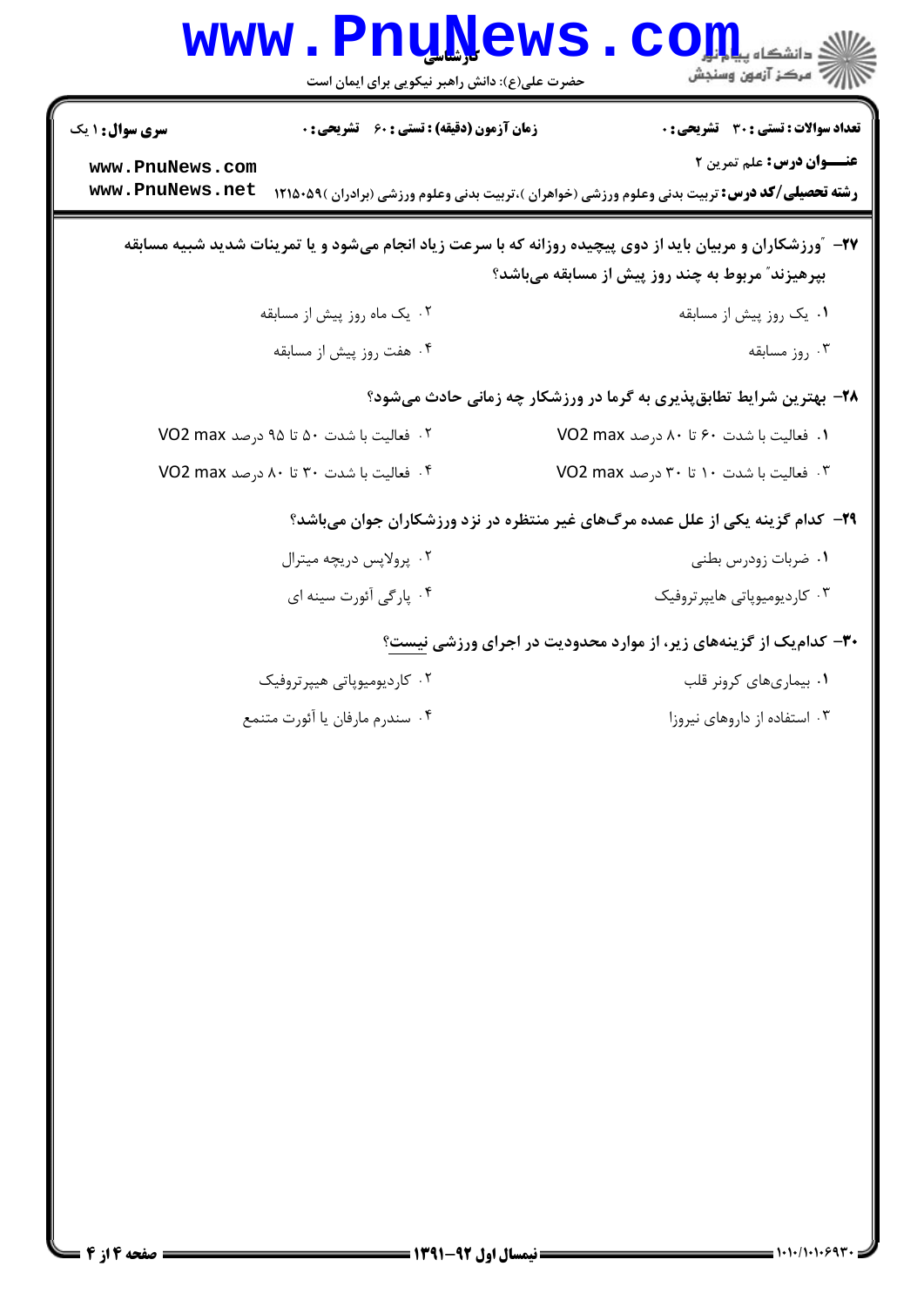**تعداد سوالات : تستی : ۳۰ تشریحی : ۰** | **زمان آزمون (دقیقه) : تستی : ۶۰ تشریحی : ۰** | **سری سوال : ۱ یک**

**عنـــوان درس:** علم تمرین ۲

**رشته تحصیلی/کد درس:** تربیت بدنی وعلوم ورزشی (خواهران )،تربیت بدنی وعلوم ورزشی (برادران )۱۲۱۵۰۵۹

**۲۷- "ورزشکاران و مربیان باید از دوی پیچیده روزانه که با سرعت زیاد انجام می‌شود و یا تمرینات شدید شبیه مسابقه بپرهیزند" مربوط به چند روز پیش از مسابقه می‌باشد؟**

۱. یک روز پیش از مسابقه

۲. یک ماه روز پیش از مسابقه

۳. روز مسابقه

۴. هفت روز پیش از مسابقه

**۲۸- بهترین شرایط تطابق‌پذیری به گرما در ورزشکار چه زمانی حادث می‌شود؟**

۱. فعالیت با شدت ۶۰ تا ۸۰ درصد VO2 max

۲. فعالیت با شدت ۵۰ تا ۹۵ درصد VO2 max

۳. فعالیت با شدت ۱۰ تا ۳۰ درصد VO2 max

۴. فعالیت با شدت ۳۰ تا ۸۰ درصد VO2 max

**۲۹- کدام گزینه یکی از علل عمده مرگ‌های غیر منتظره در نزد ورزشکاران جوان می‌باشد؟**

۱. ضربات زودرس بطنی

۲. پرولاپس دریچه میترال

۳. کاردیومیوپاتی هایپرتروفیک

۴. پارگی آئورت سینه ای

**۳۰- کدام‌یک از گزینه‌های زیر، از موارد محدودیت در اجرای ورزشی نیست؟**

۱. بیماری‌های کرونر قلب

۲. کاردیومیوپاتی هیپرتروفیک

۳. استفاده از داروهای نیروزا

۴. سندرم مارفان یا آئورت متنمع